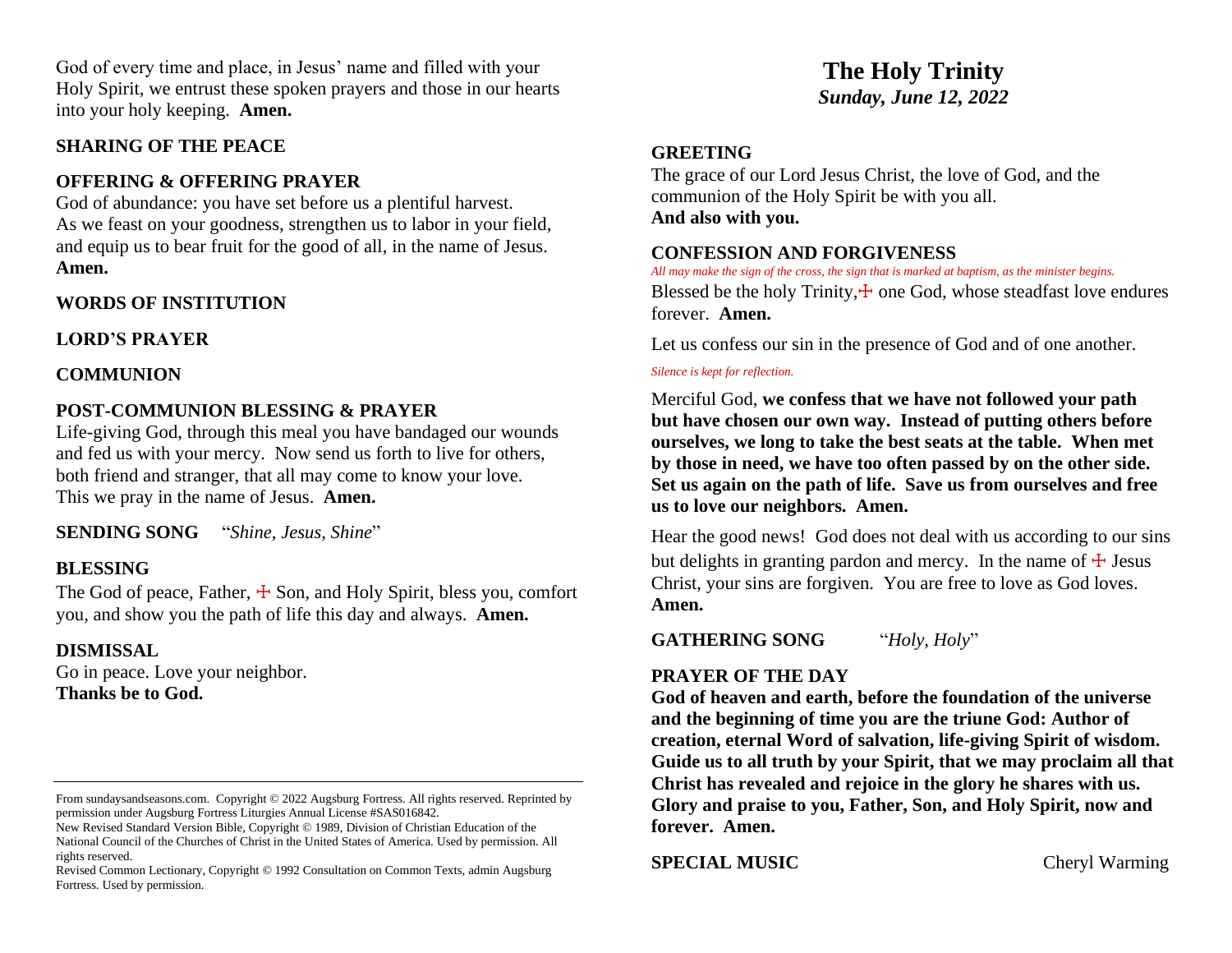God of every time and place, in Jesus' name and filled with your Holy Spirit, we entrust these spoken prayers and those in our hearts into your holy keeping. **Amen.**

**SHARING OF THE PEACE**

**OFFERING & OFFERING PRAYER**

God of abundance: you have set before us a plentiful harvest. As we feast on your goodness, strengthen us to labor in your field, and equip us to bear fruit for the good of all, in the name of Jesus. **Amen.**

**WORDS OF INSTITUTION**

**LORD'S PRAYER**

**COMMUNION**

**POST-COMMUNION BLESSING & PRAYER**

Life-giving God, through this meal you have bandaged our wounds and fed us with your mercy. Now send us forth to live for others, both friend and stranger, that all may come to know your love. This we pray in the name of Jesus. **Amen.**

**SENDING SONG** "*Shine, Jesus, Shine*"

**BLESSING**

The God of peace, Father, ☩ Son, and Holy Spirit, bless you, comfort you, and show you the path of life this day and always. **Amen.**

**DISMISSAL**

Go in peace. Love your neighbor.
**Thanks be to God.**

---

From sundaysandseasons.com. Copyright © 2022 Augsburg Fortress. All rights reserved. Reprinted by permission under Augsburg Fortress Liturgies Annual License #SAS016842.
New Revised Standard Version Bible, Copyright © 1989, Division of Christian Education of the National Council of the Churches of Christ in the United States of America. Used by permission. All rights reserved.
Revised Common Lectionary, Copyright © 1992 Consultation on Common Texts, admin Augsburg Fortress. Used by permission.

# The Holy Trinity

***Sunday, June 12, 2022***

**GREETING**

The grace of our Lord Jesus Christ, the love of God, and the communion of the Holy Spirit be with you all.
**And also with you.**

**CONFESSION AND FORGIVENESS**

*All may make the sign of the cross, the sign that is marked at baptism, as the minister begins.*

Blessed be the holy Trinity, ☩ one God, whose steadfast love endures forever. **Amen.**

Let us confess our sin in the presence of God and of one another.

*Silence is kept for reflection.*

Merciful God, **we confess that we have not followed your path but have chosen our own way. Instead of putting others before ourselves, we long to take the best seats at the table. When met by those in need, we have too often passed by on the other side. Set us again on the path of life. Save us from ourselves and free us to love our neighbors. Amen.**

Hear the good news! God does not deal with us according to our sins but delights in granting pardon and mercy. In the name of ☩ Jesus Christ, your sins are forgiven. You are free to love as God loves. **Amen.**

**GATHERING SONG** "*Holy, Holy*"

**PRAYER OF THE DAY**

**God of heaven and earth, before the foundation of the universe and the beginning of time you are the triune God: Author of creation, eternal Word of salvation, life-giving Spirit of wisdom. Guide us to all truth by your Spirit, that we may proclaim all that Christ has revealed and rejoice in the glory he shares with us. Glory and praise to you, Father, Son, and Holy Spirit, now and forever. Amen.**

**SPECIAL MUSIC** Cheryl Warming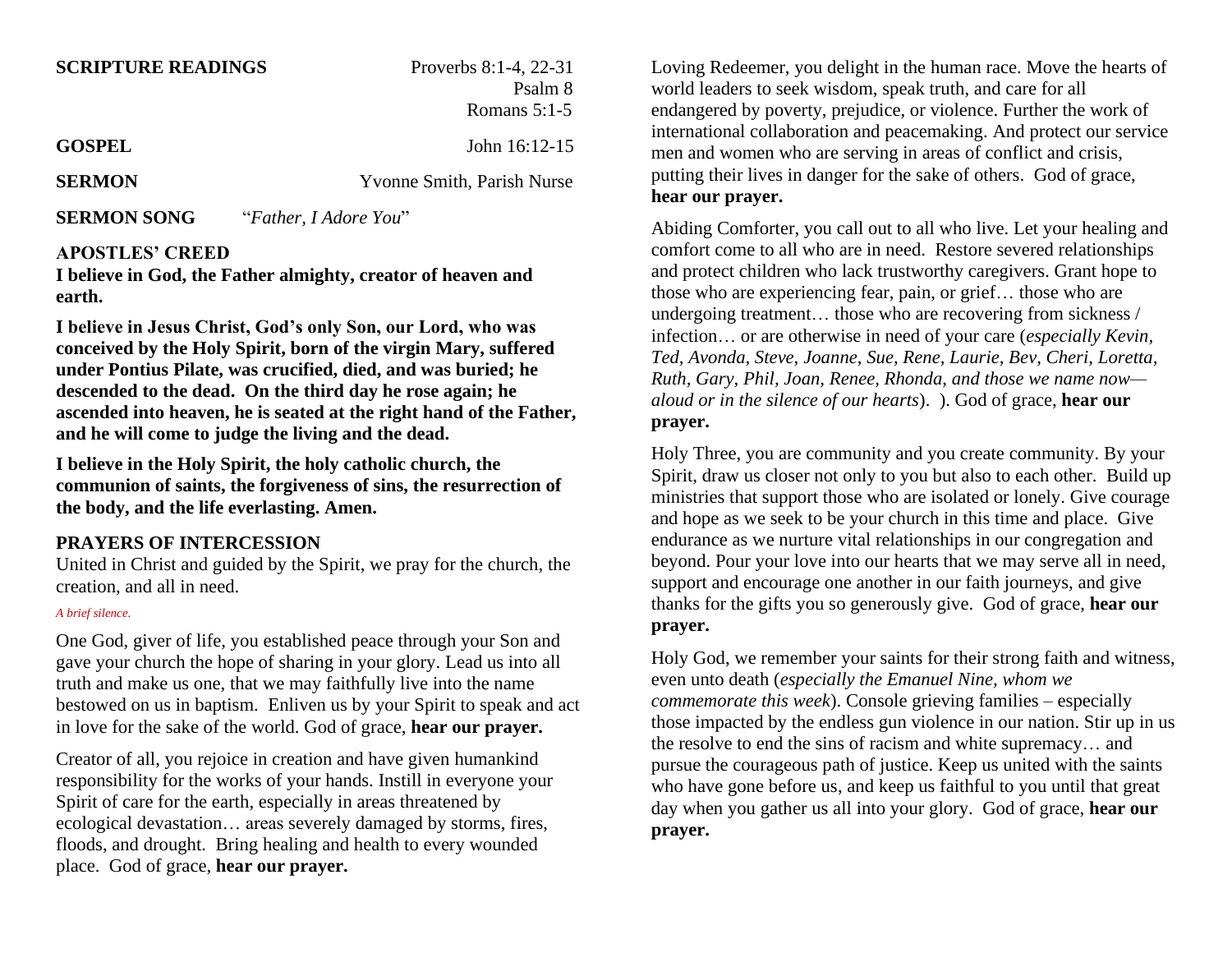**SCRIPTURE READINGS** Proverbs 8:1-4, 22-31
Psalm 8
Romans 5:1-5

**GOSPEL** John 16:12-15

**SERMON** Yvonne Smith, Parish Nurse

**SERMON SONG** "*Father, I Adore You*"

**APOSTLES' CREED**
**I believe in God, the Father almighty, creator of heaven and earth.**

**I believe in Jesus Christ, God's only Son, our Lord, who was conceived by the Holy Spirit, born of the virgin Mary, suffered under Pontius Pilate, was crucified, died, and was buried; he descended to the dead. On the third day he rose again; he ascended into heaven, he is seated at the right hand of the Father, and he will come to judge the living and the dead.**

**I believe in the Holy Spirit, the holy catholic church, the communion of saints, the forgiveness of sins, the resurrection of the body, and the life everlasting. Amen.**

**PRAYERS OF INTERCESSION**
United in Christ and guided by the Spirit, we pray for the church, the creation, and all in need.

*A brief silence.*

One God, giver of life, you established peace through your Son and gave your church the hope of sharing in your glory. Lead us into all truth and make us one, that we may faithfully live into the name bestowed on us in baptism. Enliven us by your Spirit to speak and act in love for the sake of the world. God of grace, **hear our prayer.**

Creator of all, you rejoice in creation and have given humankind responsibility for the works of your hands. Instill in everyone your Spirit of care for the earth, especially in areas threatened by ecological devastation… areas severely damaged by storms, fires, floods, and drought. Bring healing and health to every wounded place. God of grace, **hear our prayer.**

Loving Redeemer, you delight in the human race. Move the hearts of world leaders to seek wisdom, speak truth, and care for all endangered by poverty, prejudice, or violence. Further the work of international collaboration and peacemaking. And protect our service men and women who are serving in areas of conflict and crisis, putting their lives in danger for the sake of others. God of grace, **hear our prayer.**

Abiding Comforter, you call out to all who live. Let your healing and comfort come to all who are in need. Restore severed relationships and protect children who lack trustworthy caregivers. Grant hope to those who are experiencing fear, pain, or grief… those who are undergoing treatment… those who are recovering from sickness / infection… or are otherwise in need of your care (*especially Kevin, Ted, Avonda, Steve, Joanne, Sue, Rene, Laurie, Bev, Cheri, Loretta, Ruth, Gary, Phil, Joan, Renee, Rhonda, and those we name now—aloud or in the silence of our hearts*). ). God of grace, **hear our prayer.**

Holy Three, you are community and you create community. By your Spirit, draw us closer not only to you but also to each other. Build up ministries that support those who are isolated or lonely. Give courage and hope as we seek to be your church in this time and place. Give endurance as we nurture vital relationships in our congregation and beyond. Pour your love into our hearts that we may serve all in need, support and encourage one another in our faith journeys, and give thanks for the gifts you so generously give. God of grace, **hear our prayer.**

Holy God, we remember your saints for their strong faith and witness, even unto death (*especially the Emanuel Nine, whom we commemorate this week*). Console grieving families – especially those impacted by the endless gun violence in our nation. Stir up in us the resolve to end the sins of racism and white supremacy… and pursue the courageous path of justice. Keep us united with the saints who have gone before us, and keep us faithful to you until that great day when you gather us all into your glory. God of grace, **hear our prayer.**